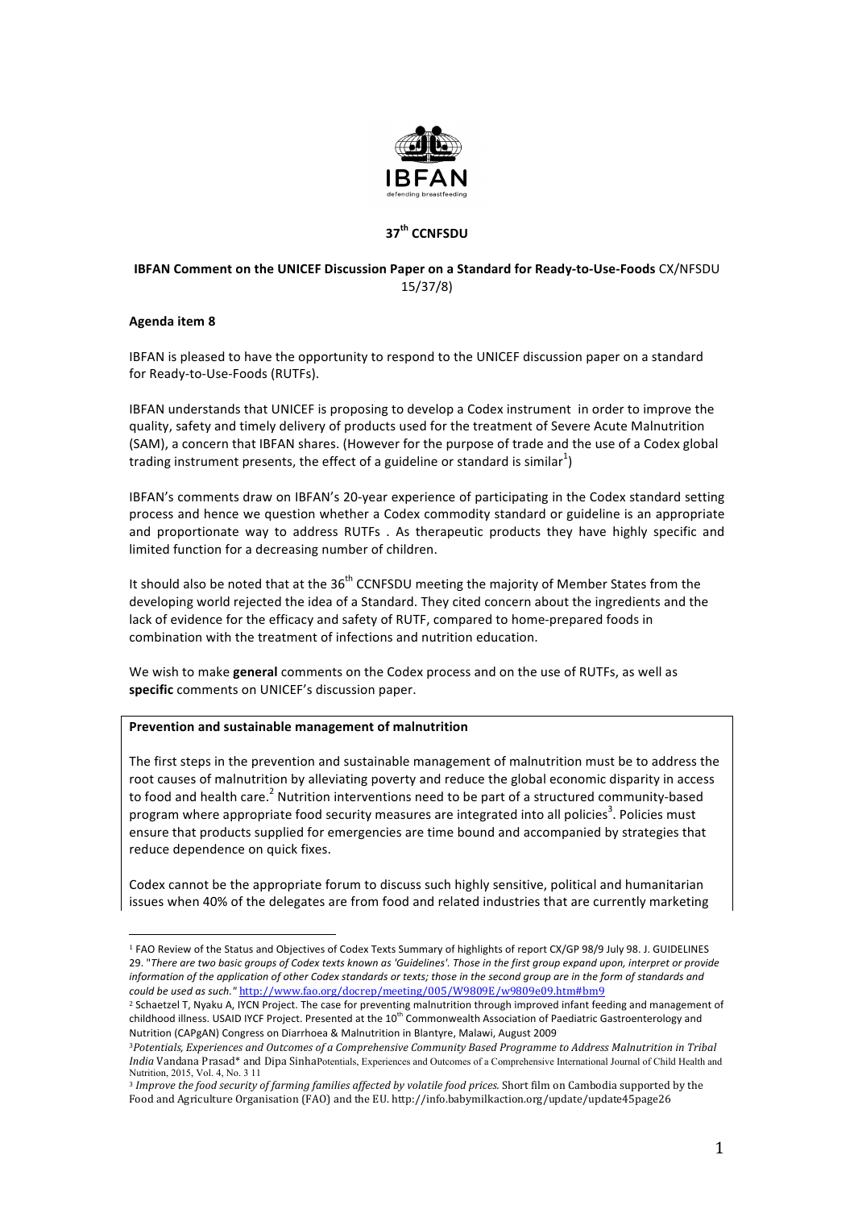IBFAN

defending breastfeeding

## 37th CCNFSDU

**IBFAN Comment on the UNICEF Discussion Paper on a Standard for Ready-to-Use-Foods** CX/NFSDU 15/37/8)

**Agenda item 8**

IBFAN is pleased to have the opportunity to respond to the UNICEF discussion paper on a standard for Ready-to-Use-Foods (RUTFs).

IBFAN understands that UNICEF is proposing to develop a Codex instrument in order to improve the quality, safety and timely delivery of products used for the treatment of Severe Acute Malnutrition (SAM), a concern that IBFAN shares. (However for the purpose of trade and the use of a Codex global trading instrument presents, the effect of a guideline or standard is similar[1])

IBFAN's comments draw on IBFAN's 20-year experience of participating in the Codex standard setting process and hence we question whether a Codex commodity standard or guideline is an appropriate and proportionate way to address RUTFs . As therapeutic products they have highly specific and limited function for a decreasing number of children.

It should also be noted that at the 36th CCNFSDU meeting the majority of Member States from the developing world rejected the idea of a Standard. They cited concern about the ingredients and the lack of evidence for the efficacy and safety of RUTF, compared to home-prepared foods in combination with the treatment of infections and nutrition education.

We wish to make **general** comments on the Codex process and on the use of RUTFs, as well as **specific** comments on UNICEF's discussion paper.

**Prevention and sustainable management of malnutrition**

The first steps in the prevention and sustainable management of malnutrition must be to address the root causes of malnutrition by alleviating poverty and reduce the global economic disparity in access to food and health care.[2] Nutrition interventions need to be part of a structured community-based program where appropriate food security measures are integrated into all policies[3]. Policies must ensure that products supplied for emergencies are time bound and accompanied by strategies that reduce dependence on quick fixes.

Codex cannot be the appropriate forum to discuss such highly sensitive, political and humanitarian issues when 40% of the delegates are from food and related industries that are currently marketing

---

[1] FAO Review of the Status and Objectives of Codex Texts Summary of highlights of report CX/GP 98/9 July 98. J. GUIDELINES 29. "*There are two basic groups of Codex texts known as 'Guidelines'. Those in the first group expand upon, interpret or provide information of the application of other Codex standards or texts; those in the second group are in the form of standards and could be used as such.*" http://www.fao.org/docrep/meeting/005/W9809E/w9809e09.htm#bm9

[2] Schaetzel T, Nyaku A, IYCN Project. The case for preventing malnutrition through improved infant feeding and management of childhood illness. USAID IYCF Project. Presented at the 10th Commonwealth Association of Paediatric Gastroenterology and Nutrition (CAPgAN) Congress on Diarrhoea & Malnutrition in Blantyre, Malawi, August 2009

[3] *Potentials, Experiences and Outcomes of a Comprehensive Community Based Programme to Address Malnutrition in Tribal India* Vandana Prasad* and Dipa Sinha Potentials, Experiences and Outcomes of a Comprehensive International Journal of Child Health and Nutrition, 2015, Vol. 4, No. 3 11

[3] *Improve the food security of farming families affected by volatile food prices.* Short film on Cambodia supported by the Food and Agriculture Organisation (FAO) and the EU. http://info.babymilkaction.org/update/update45page26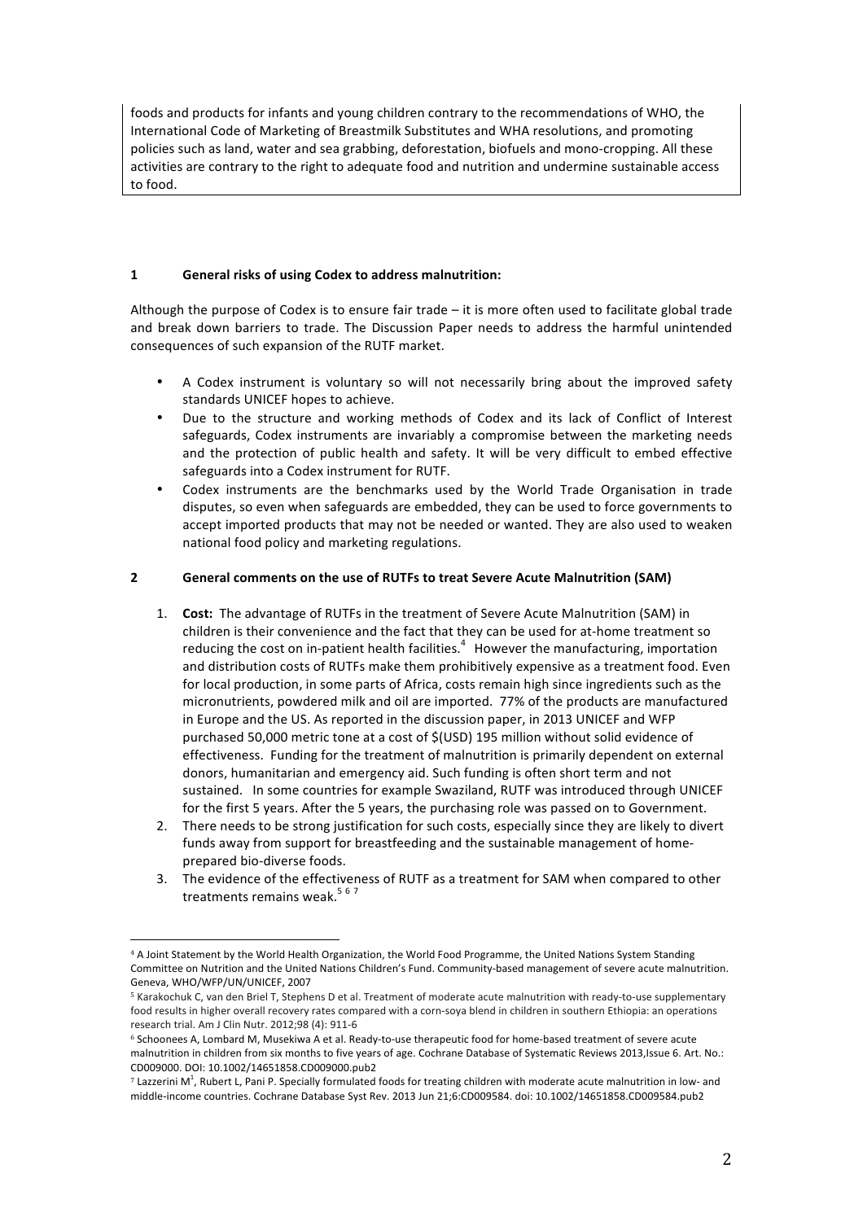foods and products for infants and young children contrary to the recommendations of WHO, the International Code of Marketing of Breastmilk Substitutes and WHA resolutions, and promoting policies such as land, water and sea grabbing, deforestation, biofuels and mono-cropping. All these activities are contrary to the right to adequate food and nutrition and undermine sustainable access to food.

## 1 General risks of using Codex to address malnutrition:

Although the purpose of Codex is to ensure fair trade – it is more often used to facilitate global trade and break down barriers to trade. The Discussion Paper needs to address the harmful unintended consequences of such expansion of the RUTF market.

- A Codex instrument is voluntary so will not necessarily bring about the improved safety standards UNICEF hopes to achieve.
- Due to the structure and working methods of Codex and its lack of Conflict of Interest safeguards, Codex instruments are invariably a compromise between the marketing needs and the protection of public health and safety. It will be very difficult to embed effective safeguards into a Codex instrument for RUTF.
- Codex instruments are the benchmarks used by the World Trade Organisation in trade disputes, so even when safeguards are embedded, they can be used to force governments to accept imported products that may not be needed or wanted. They are also used to weaken national food policy and marketing regulations.

## 2 General comments on the use of RUTFs to treat Severe Acute Malnutrition (SAM)

1. **Cost:** The advantage of RUTFs in the treatment of Severe Acute Malnutrition (SAM) in children is their convenience and the fact that they can be used for at-home treatment so reducing the cost on in-patient health facilities.[4] However the manufacturing, importation and distribution costs of RUTFs make them prohibitively expensive as a treatment food. Even for local production, in some parts of Africa, costs remain high since ingredients such as the micronutrients, powdered milk and oil are imported. 77% of the products are manufactured in Europe and the US. As reported in the discussion paper, in 2013 UNICEF and WFP purchased 50,000 metric tone at a cost of $(USD) 195 million without solid evidence of effectiveness. Funding for the treatment of malnutrition is primarily dependent on external donors, humanitarian and emergency aid. Such funding is often short term and not sustained. In some countries for example Swaziland, RUTF was introduced through UNICEF for the first 5 years. After the 5 years, the purchasing role was passed on to Government.
2. There needs to be strong justification for such costs, especially since they are likely to divert funds away from support for breastfeeding and the sustainable management of home-prepared bio-diverse foods.
3. The evidence of the effectiveness of RUTF as a treatment for SAM when compared to other treatments remains weak.[5 6 7]

---

[4] A Joint Statement by the World Health Organization, the World Food Programme, the United Nations System Standing Committee on Nutrition and the United Nations Children's Fund. Community-based management of severe acute malnutrition. Geneva, WHO/WFP/UN/UNICEF, 2007

[5] Karakochuk C, van den Briel T, Stephens D et al. Treatment of moderate acute malnutrition with ready-to-use supplementary food results in higher overall recovery rates compared with a corn-soya blend in children in southern Ethiopia: an operations research trial. Am J Clin Nutr. 2012;98 (4): 911-6

[6] Schoonees A, Lombard M, Musekiwa A et al. Ready-to-use therapeutic food for home-based treatment of severe acute malnutrition in children from six months to five years of age. Cochrane Database of Systematic Reviews 2013,Issue 6. Art. No.: CD009000. DOI: 10.1002/14651858.CD009000.pub2

[7] Lazzerini M[1], Rubert L, Pani P. Specially formulated foods for treating children with moderate acute malnutrition in low- and middle-income countries. Cochrane Database Syst Rev. 2013 Jun 21;6:CD009584. doi: 10.1002/14651858.CD009584.pub2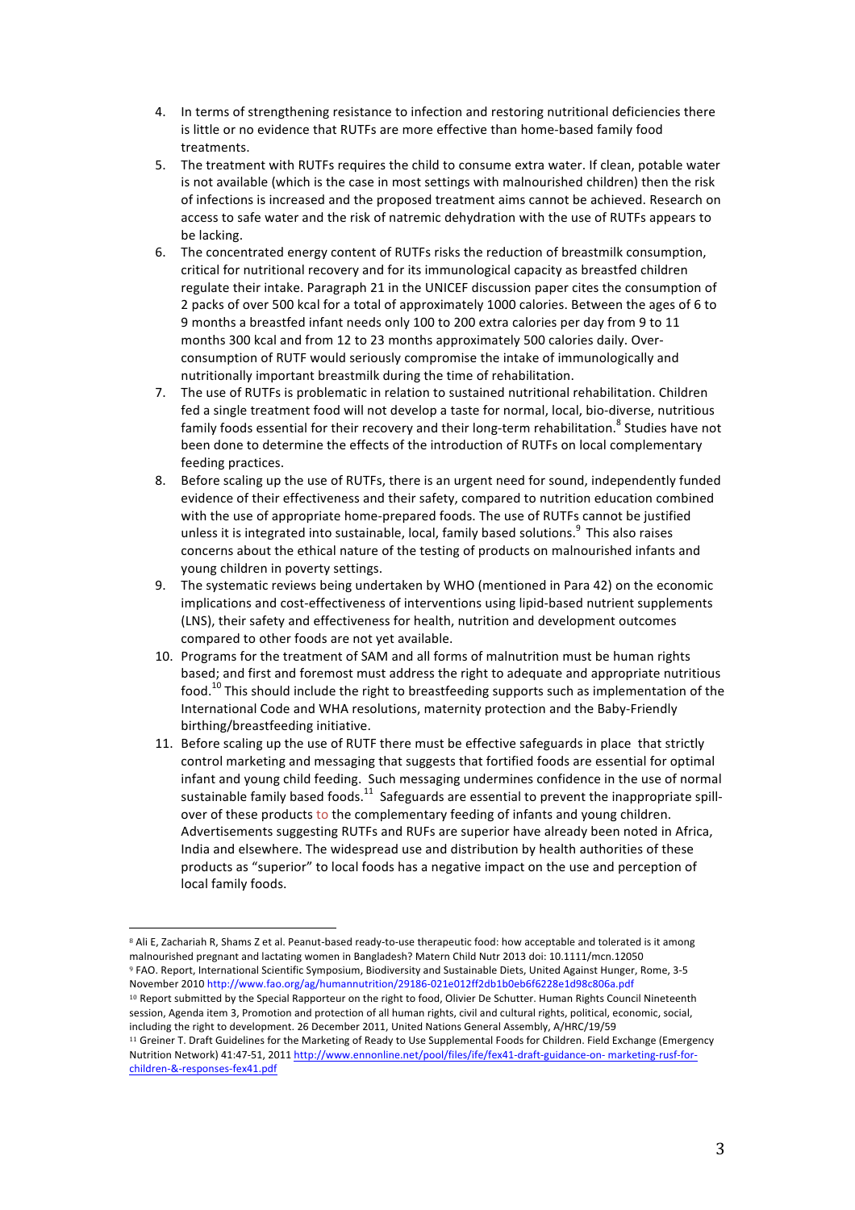4. In terms of strengthening resistance to infection and restoring nutritional deficiencies there is little or no evidence that RUTFs are more effective than home-based family food treatments.
5. The treatment with RUTFs requires the child to consume extra water. If clean, potable water is not available (which is the case in most settings with malnourished children) then the risk of infections is increased and the proposed treatment aims cannot be achieved. Research on access to safe water and the risk of natremic dehydration with the use of RUTFs appears to be lacking.
6. The concentrated energy content of RUTFs risks the reduction of breastmilk consumption, critical for nutritional recovery and for its immunological capacity as breastfed children regulate their intake. Paragraph 21 in the UNICEF discussion paper cites the consumption of 2 packs of over 500 kcal for a total of approximately 1000 calories. Between the ages of 6 to 9 months a breastfed infant needs only 100 to 200 extra calories per day from 9 to 11 months 300 kcal and from 12 to 23 months approximately 500 calories daily. Over-consumption of RUTF would seriously compromise the intake of immunologically and nutritionally important breastmilk during the time of rehabilitation.
7. The use of RUTFs is problematic in relation to sustained nutritional rehabilitation. Children fed a single treatment food will not develop a taste for normal, local, bio-diverse, nutritious family foods essential for their recovery and their long-term rehabilitation.[8] Studies have not been done to determine the effects of the introduction of RUTFs on local complementary feeding practices.
8. Before scaling up the use of RUTFs, there is an urgent need for sound, independently funded evidence of their effectiveness and their safety, compared to nutrition education combined with the use of appropriate home-prepared foods. The use of RUTFs cannot be justified unless it is integrated into sustainable, local, family based solutions.[9] This also raises concerns about the ethical nature of the testing of products on malnourished infants and young children in poverty settings.
9. The systematic reviews being undertaken by WHO (mentioned in Para 42) on the economic implications and cost-effectiveness of interventions using lipid-based nutrient supplements (LNS), their safety and effectiveness for health, nutrition and development outcomes compared to other foods are not yet available.
10. Programs for the treatment of SAM and all forms of malnutrition must be human rights based; and first and foremost must address the right to adequate and appropriate nutritious food.[10] This should include the right to breastfeeding supports such as implementation of the International Code and WHA resolutions, maternity protection and the Baby-Friendly birthing/breastfeeding initiative.
11. Before scaling up the use of RUTF there must be effective safeguards in place that strictly control marketing and messaging that suggests that fortified foods are essential for optimal infant and young child feeding. Such messaging undermines confidence in the use of normal sustainable family based foods.[11] Safeguards are essential to prevent the inappropriate spill-over of these products to the complementary feeding of infants and young children. Advertisements suggesting RUTFs and RUFs are superior have already been noted in Africa, India and elsewhere. The widespread use and distribution by health authorities of these products as "superior" to local foods has a negative impact on the use and perception of local family foods.

---

[8] Ali E, Zachariah R, Shams Z et al. Peanut-based ready-to-use therapeutic food: how acceptable and tolerated is it among malnourished pregnant and lactating women in Bangladesh? Matern Child Nutr 2013 doi: 10.1111/mcn.12050

[9] FAO. Report, International Scientific Symposium, Biodiversity and Sustainable Diets, United Against Hunger, Rome, 3-5 November 2010 http://www.fao.org/ag/humannutrition/29186-021e012ff2db1b0eb6f6228e1d98c806a.pdf

[10] Report submitted by the Special Rapporteur on the right to food, Olivier De Schutter. Human Rights Council Nineteenth session, Agenda item 3, Promotion and protection of all human rights, civil and cultural rights, political, economic, social, including the right to development. 26 December 2011, United Nations General Assembly, A/HRC/19/59

[11] Greiner T. Draft Guidelines for the Marketing of Ready to Use Supplemental Foods for Children. Field Exchange (Emergency Nutrition Network) 41:47-51, 2011 http://www.ennonline.net/pool/files/ife/fex41-draft-guidance-on- marketing-rusf-for-children-&-responses-fex41.pdf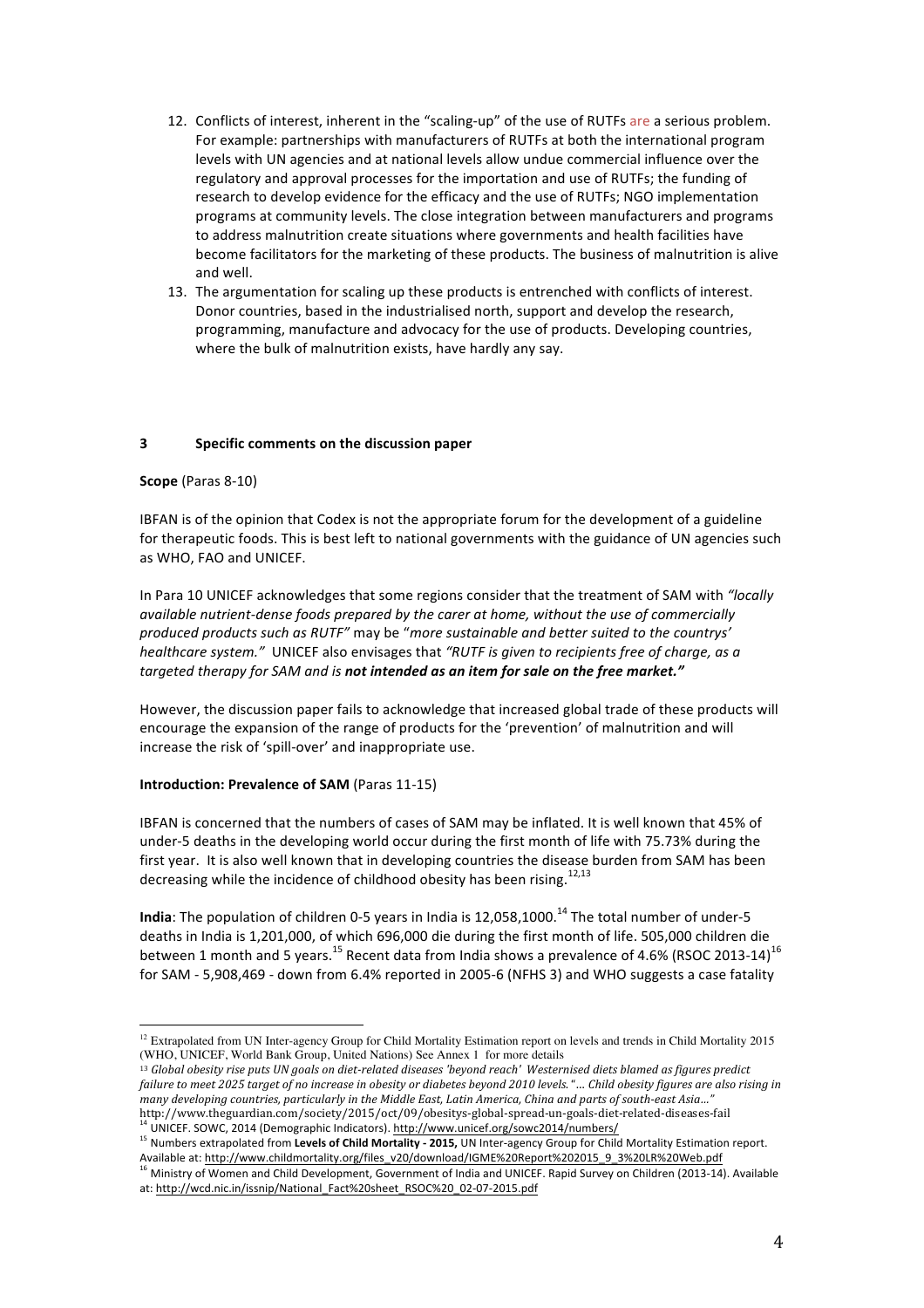12. Conflicts of interest, inherent in the "scaling-up" of the use of RUTFs are a serious problem. For example: partnerships with manufacturers of RUTFs at both the international program levels with UN agencies and at national levels allow undue commercial influence over the regulatory and approval processes for the importation and use of RUTFs; the funding of research to develop evidence for the efficacy and the use of RUTFs; NGO implementation programs at community levels. The close integration between manufacturers and programs to address malnutrition create situations where governments and health facilities have become facilitators for the marketing of these products. The business of malnutrition is alive and well.
13. The argumentation for scaling up these products is entrenched with conflicts of interest. Donor countries, based in the industrialised north, support and develop the research, programming, manufacture and advocacy for the use of products. Developing countries, where the bulk of malnutrition exists, have hardly any say.

## 3 Specific comments on the discussion paper

**Scope** (Paras 8-10)

IBFAN is of the opinion that Codex is not the appropriate forum for the development of a guideline for therapeutic foods. This is best left to national governments with the guidance of UN agencies such as WHO, FAO and UNICEF.

In Para 10 UNICEF acknowledges that some regions consider that the treatment of SAM with *"locally available nutrient-dense foods prepared by the carer at home, without the use of commercially produced products such as RUTF"* may be "*more sustainable and better suited to the countrys' healthcare system."* UNICEF also envisages that *"RUTF is given to recipients free of charge, as a targeted therapy for SAM and is **not intended as an item for sale on the free market."***

However, the discussion paper fails to acknowledge that increased global trade of these products will encourage the expansion of the range of products for the 'prevention' of malnutrition and will increase the risk of 'spill-over' and inappropriate use.

**Introduction: Prevalence of SAM** (Paras 11-15)

IBFAN is concerned that the numbers of cases of SAM may be inflated. It is well known that 45% of under-5 deaths in the developing world occur during the first month of life with 75.73% during the first year. It is also well known that in developing countries the disease burden from SAM has been decreasing while the incidence of childhood obesity has been rising.[12,13]

**India**: The population of children 0-5 years in India is 12,058,1000.[14] The total number of under-5 deaths in India is 1,201,000, of which 696,000 die during the first month of life. 505,000 children die between 1 month and 5 years.[15] Recent data from India shows a prevalence of 4.6% (RSOC 2013-14)[16] for SAM - 5,908,469 - down from 6.4% reported in 2005-6 (NFHS 3) and WHO suggests a case fatality

---

[12] Extrapolated from UN Inter-agency Group for Child Mortality Estimation report on levels and trends in Child Mortality 2015 (WHO, UNICEF, World Bank Group, United Nations) See Annex 1 for more details

[13] *Global obesity rise puts UN goals on diet-related diseases 'beyond reach' Westernised diets blamed as figures predict failure to meet 2025 target of no increase in obesity or diabetes beyond 2010 levels. "... Child obesity figures are also rising in many developing countries, particularly in the Middle East, Latin America, China and parts of south-east Asia..."* http://www.theguardian.com/society/2015/oct/09/obesitys-global-spread-un-goals-diet-related-diseases-fail

[14] UNICEF. SOWC, 2014 (Demographic Indicators). http://www.unicef.org/sowc2014/numbers/

[15] Numbers extrapolated from **Levels of Child Mortality - 2015,** UN Inter-agency Group for Child Mortality Estimation report. Available at: http://www.childmortality.org/files_v20/download/IGME%20Report%202015_9_3%20LR%20Web.pdf

[16] Ministry of Women and Child Development, Government of India and UNICEF. Rapid Survey on Children (2013-14). Available at: http://wcd.nic.in/issnip/National_Fact%20sheet_RSOC%20_02-07-2015.pdf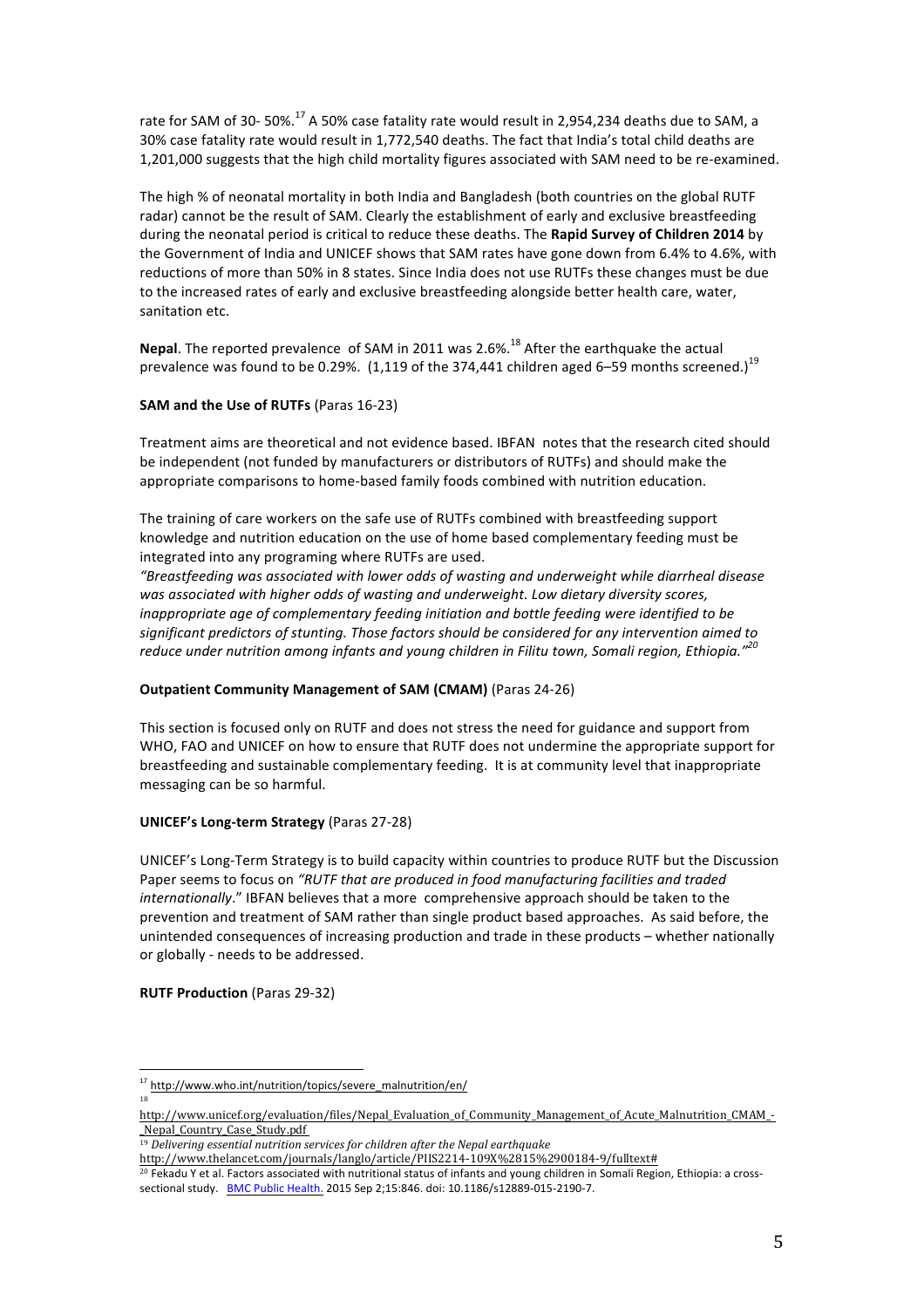rate for SAM of 30- 50%.[17] A 50% case fatality rate would result in 2,954,234 deaths due to SAM, a 30% case fatality rate would result in 1,772,540 deaths. The fact that India's total child deaths are 1,201,000 suggests that the high child mortality figures associated with SAM need to be re-examined.

The high % of neonatal mortality in both India and Bangladesh (both countries on the global RUTF radar) cannot be the result of SAM. Clearly the establishment of early and exclusive breastfeeding during the neonatal period is critical to reduce these deaths. The **Rapid Survey of Children 2014** by the Government of India and UNICEF shows that SAM rates have gone down from 6.4% to 4.6%, with reductions of more than 50% in 8 states. Since India does not use RUTFs these changes must be due to the increased rates of early and exclusive breastfeeding alongside better health care, water, sanitation etc.

**Nepal**. The reported prevalence of SAM in 2011 was 2.6%.[18] After the earthquake the actual prevalence was found to be 0.29%. (1,119 of the 374,441 children aged 6–59 months screened.)[19]

**SAM and the Use of RUTFs** (Paras 16-23)

Treatment aims are theoretical and not evidence based. IBFAN notes that the research cited should be independent (not funded by manufacturers or distributors of RUTFs) and should make the appropriate comparisons to home-based family foods combined with nutrition education.

The training of care workers on the safe use of RUTFs combined with breastfeeding support knowledge and nutrition education on the use of home based complementary feeding must be integrated into any programing where RUTFs are used.

*"Breastfeeding was associated with lower odds of wasting and underweight while diarrheal disease was associated with higher odds of wasting and underweight. Low dietary diversity scores, inappropriate age of complementary feeding initiation and bottle feeding were identified to be significant predictors of stunting. Those factors should be considered for any intervention aimed to reduce under nutrition among infants and young children in Filitu town, Somali region, Ethiopia."*[20]

**Outpatient Community Management of SAM (CMAM)** (Paras 24-26)

This section is focused only on RUTF and does not stress the need for guidance and support from WHO, FAO and UNICEF on how to ensure that RUTF does not undermine the appropriate support for breastfeeding and sustainable complementary feeding. It is at community level that inappropriate messaging can be so harmful.

**UNICEF's Long-term Strategy** (Paras 27-28)

UNICEF's Long-Term Strategy is to build capacity within countries to produce RUTF but the Discussion Paper seems to focus on *"RUTF that are produced in food manufacturing facilities and traded internationally*." IBFAN believes that a more comprehensive approach should be taken to the prevention and treatment of SAM rather than single product based approaches. As said before, the unintended consequences of increasing production and trade in these products – whether nationally or globally - needs to be addressed.

**RUTF Production** (Paras 29-32)

---

[17] http://www.who.int/nutrition/topics/severe_malnutrition/en/

[18] http://www.unicef.org/evaluation/files/Nepal_Evaluation_of_Community_Management_of_Acute_Malnutrition_CMAM_-_Nepal_Country_Case_Study.pdf

[19] *Delivering essential nutrition services for children after the Nepal earthquake* http://www.thelancet.com/journals/langlo/article/PIIS2214-109X%2815%2900184-9/fulltext#

[20] Fekadu Y et al. Factors associated with nutritional status of infants and young children in Somali Region, Ethiopia: a cross-sectional study. BMC Public Health. 2015 Sep 2;15:846. doi: 10.1186/s12889-015-2190-7.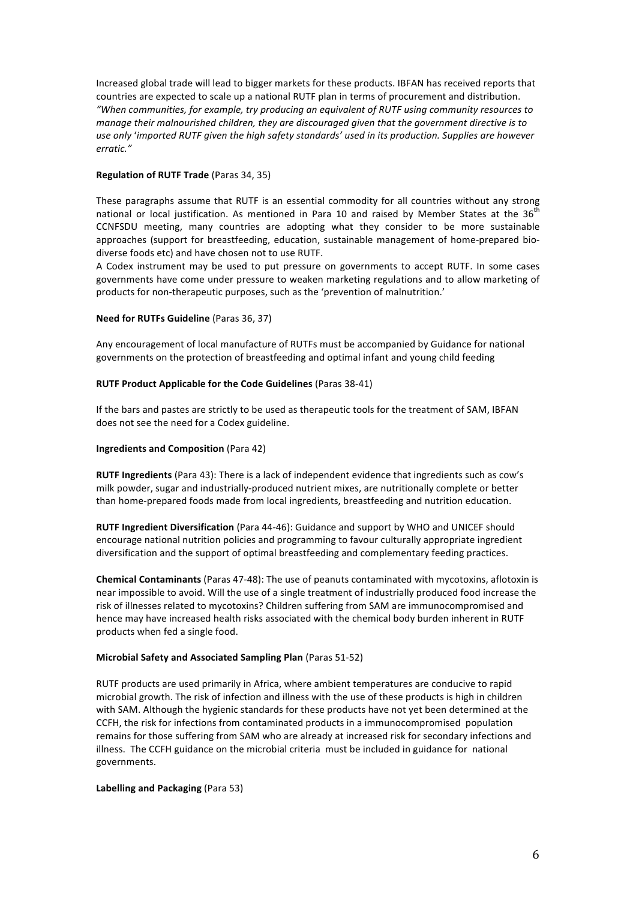Increased global trade will lead to bigger markets for these products. IBFAN has received reports that countries are expected to scale up a national RUTF plan in terms of procurement and distribution. *"When communities, for example, try producing an equivalent of RUTF using community resources to manage their malnourished children, they are discouraged given that the government directive is to use only 'imported RUTF given the high safety standards' used in its production. Supplies are however erratic."*

**Regulation of RUTF Trade** (Paras 34, 35)

These paragraphs assume that RUTF is an essential commodity for all countries without any strong national or local justification. As mentioned in Para 10 and raised by Member States at the 36th CCNFSDU meeting, many countries are adopting what they consider to be more sustainable approaches (support for breastfeeding, education, sustainable management of home-prepared bio-diverse foods etc) and have chosen not to use RUTF.

A Codex instrument may be used to put pressure on governments to accept RUTF. In some cases governments have come under pressure to weaken marketing regulations and to allow marketing of products for non-therapeutic purposes, such as the 'prevention of malnutrition.'

**Need for RUTFs Guideline** (Paras 36, 37)

Any encouragement of local manufacture of RUTFs must be accompanied by Guidance for national governments on the protection of breastfeeding and optimal infant and young child feeding

**RUTF Product Applicable for the Code Guidelines** (Paras 38-41)

If the bars and pastes are strictly to be used as therapeutic tools for the treatment of SAM, IBFAN does not see the need for a Codex guideline.

**Ingredients and Composition** (Para 42)

**RUTF Ingredients** (Para 43): There is a lack of independent evidence that ingredients such as cow's milk powder, sugar and industrially-produced nutrient mixes, are nutritionally complete or better than home-prepared foods made from local ingredients, breastfeeding and nutrition education.

**RUTF Ingredient Diversification** (Para 44-46): Guidance and support by WHO and UNICEF should encourage national nutrition policies and programming to favour culturally appropriate ingredient diversification and the support of optimal breastfeeding and complementary feeding practices.

**Chemical Contaminants** (Paras 47-48): The use of peanuts contaminated with mycotoxins, aflotoxin is near impossible to avoid. Will the use of a single treatment of industrially produced food increase the risk of illnesses related to mycotoxins? Children suffering from SAM are immunocompromised and hence may have increased health risks associated with the chemical body burden inherent in RUTF products when fed a single food.

**Microbial Safety and Associated Sampling Plan** (Paras 51-52)

RUTF products are used primarily in Africa, where ambient temperatures are conducive to rapid microbial growth. The risk of infection and illness with the use of these products is high in children with SAM. Although the hygienic standards for these products have not yet been determined at the CCFH, the risk for infections from contaminated products in a immunocompromised population remains for those suffering from SAM who are already at increased risk for secondary infections and illness. The CCFH guidance on the microbial criteria must be included in guidance for national governments.

**Labelling and Packaging** (Para 53)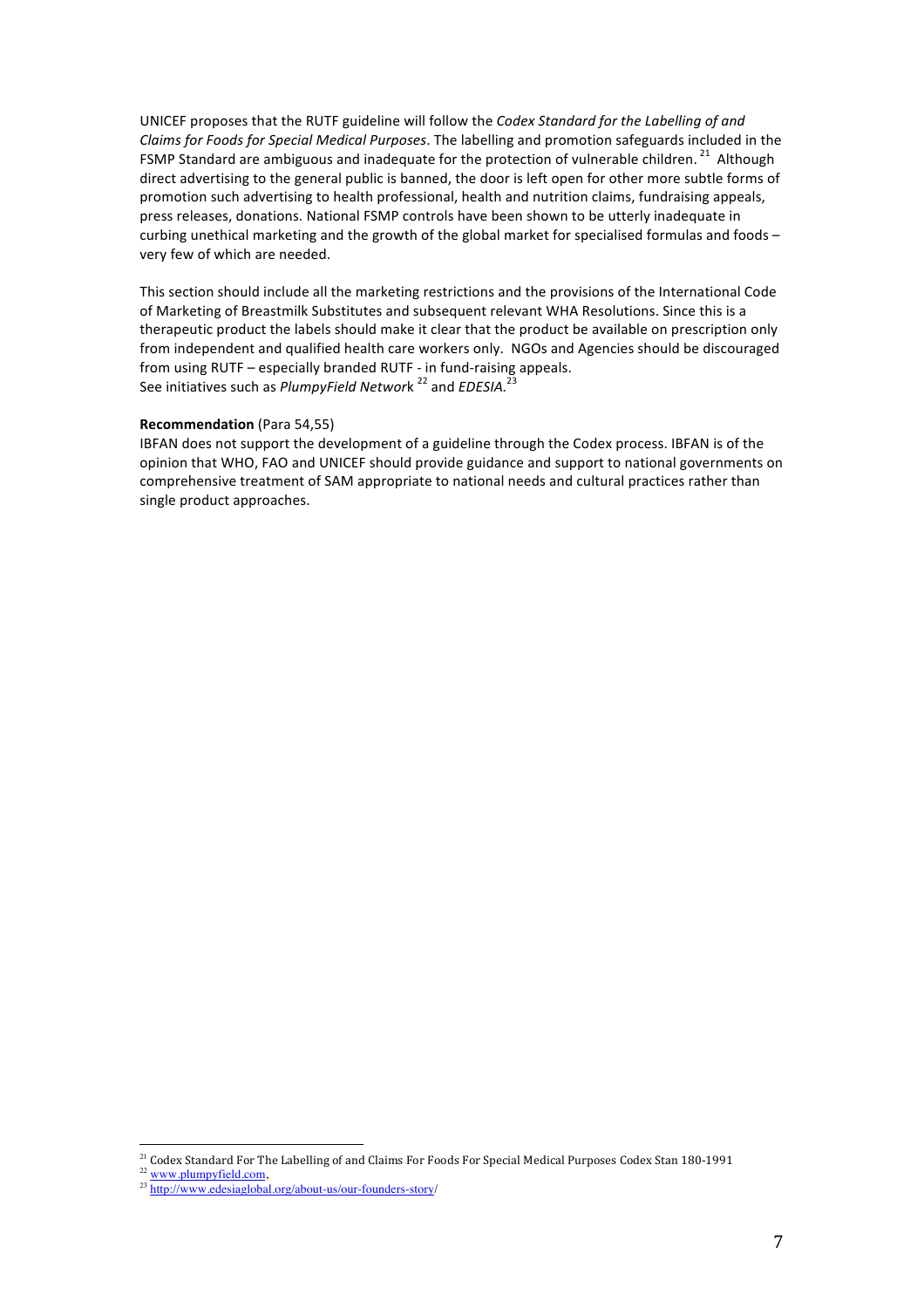UNICEF proposes that the RUTF guideline will follow the *Codex Standard for the Labelling of and Claims for Foods for Special Medical Purposes*. The labelling and promotion safeguards included in the FSMP Standard are ambiguous and inadequate for the protection of vulnerable children.[21] Although direct advertising to the general public is banned, the door is left open for other more subtle forms of promotion such advertising to health professional, health and nutrition claims, fundraising appeals, press releases, donations. National FSMP controls have been shown to be utterly inadequate in curbing unethical marketing and the growth of the global market for specialised formulas and foods – very few of which are needed.

This section should include all the marketing restrictions and the provisions of the International Code of Marketing of Breastmilk Substitutes and subsequent relevant WHA Resolutions. Since this is a therapeutic product the labels should make it clear that the product be available on prescription only from independent and qualified health care workers only. NGOs and Agencies should be discouraged from using RUTF – especially branded RUTF - in fund-raising appeals.
See initiatives such as *PlumpyField Network*[22] and *EDESIA*.[23]

**Recommendation** (Para 54,55)
IBFAN does not support the development of a guideline through the Codex process. IBFAN is of the opinion that WHO, FAO and UNICEF should provide guidance and support to national governments on comprehensive treatment of SAM appropriate to national needs and cultural practices rather than single product approaches.

---

[21] Codex Standard For The Labelling of and Claims For Foods For Special Medical Purposes Codex Stan 180-1991
[22] www.plumpyfield.com,
[23] http://www.edesiaglobal.org/about-us/our-founders-story/